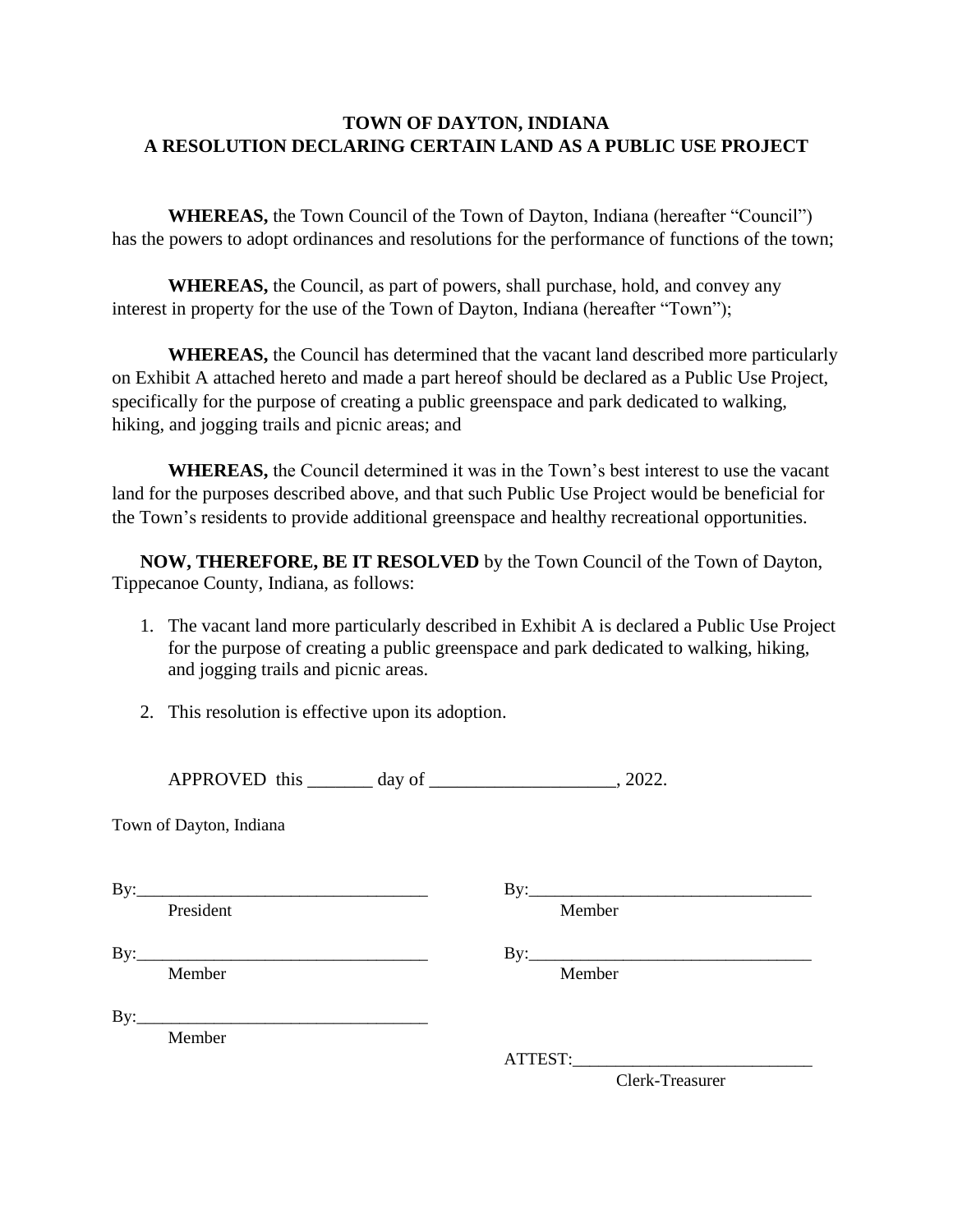# TOWN OF DAYTON, INDIANA
# A RESOLUTION DECLARING CERTAIN LAND AS A PUBLIC USE PROJECT

**WHEREAS,** the Town Council of the Town of Dayton, Indiana (hereafter "Council") has the powers to adopt ordinances and resolutions for the performance of functions of the town;

**WHEREAS,** the Council, as part of powers, shall purchase, hold, and convey any interest in property for the use of the Town of Dayton, Indiana (hereafter "Town");

**WHEREAS,** the Council has determined that the vacant land described more particularly on Exhibit A attached hereto and made a part hereof should be declared as a Public Use Project, specifically for the purpose of creating a public greenspace and park dedicated to walking, hiking, and jogging trails and picnic areas; and

**WHEREAS,** the Council determined it was in the Town's best interest to use the vacant land for the purposes described above, and that such Public Use Project would be beneficial for the Town's residents to provide additional greenspace and healthy recreational opportunities.

**NOW, THEREFORE, BE IT RESOLVED** by the Town Council of the Town of Dayton, Tippecanoe County, Indiana, as follows:

1. The vacant land more particularly described in Exhibit A is declared a Public Use Project for the purpose of creating a public greenspace and park dedicated to walking, hiking, and jogging trails and picnic areas.

2. This resolution is effective upon its adoption.

APPROVED this _______ day of ____________________, 2022.

Town of Dayton, Indiana

By:__________________________________
President

By:__________________________________
Member

By:__________________________________
Member

By:__________________________________
Member

By:__________________________________
Member

ATTEST:____________________________
Clerk-Treasurer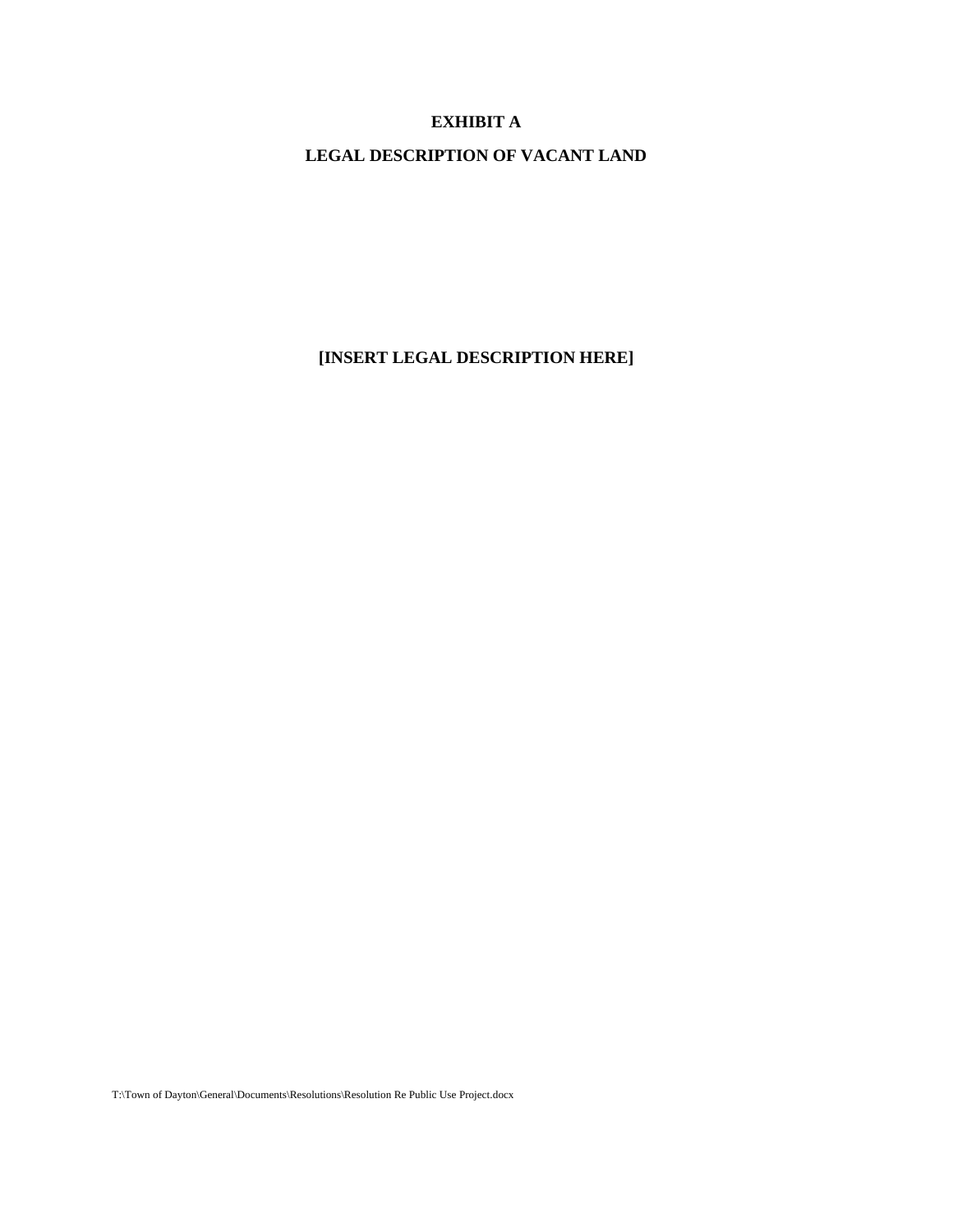# EXHIBIT A

## LEGAL DESCRIPTION OF VACANT LAND

**[INSERT LEGAL DESCRIPTION HERE]**

T:\Town of Dayton\General\Documents\Resolutions\Resolution Re Public Use Project.docx